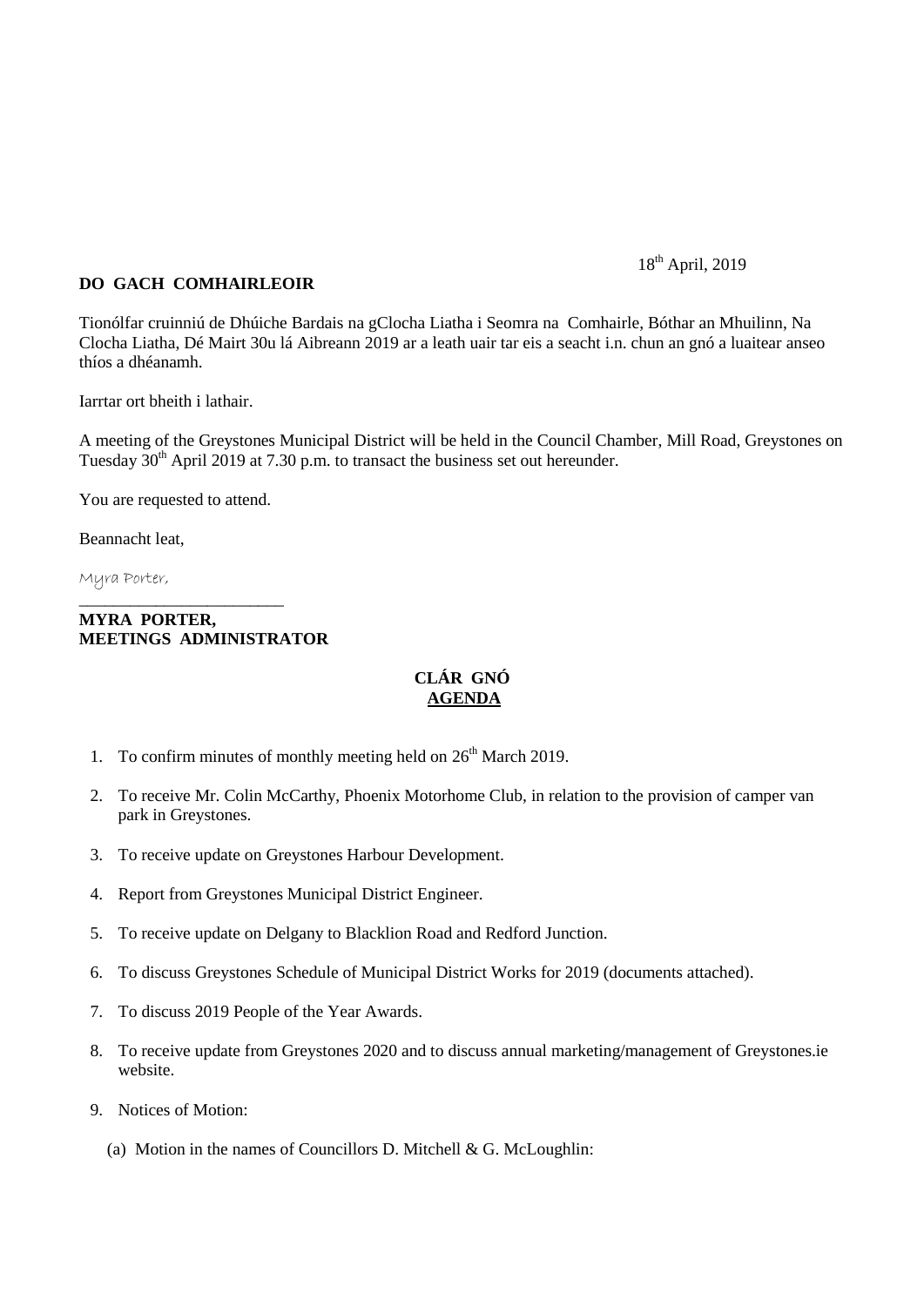18th April, 2019

**DO GACH COMHAIRLEOIR**

Tionólfar cruinniú de Dhúiche Bardais na gClocha Liatha i Seomra na Comhairle, Bóthar an Mhuilinn, Na Clocha Liatha, Dé Mairt 30u lá Aibreann 2019 ar a leath uair tar eis a seacht i.n. chun an gnó a luaitear anseo thíos a dhéanamh.

Iarrtar ort bheith i lathair.

A meeting of the Greystones Municipal District will be held in the Council Chamber, Mill Road, Greystones on Tuesday 30th April 2019 at 7.30 p.m. to transact the business set out hereunder.

You are requested to attend.

Beannacht leat,

Myra Porter,

\_\_\_\_\_\_\_\_\_\_\_\_\_\_\_\_\_\_\_\_\_\_\_\_

**MYRA PORTER,**
**MEETINGS ADMINISTRATOR**

**CLÁR GNÓ**
**AGENDA**

1. To confirm minutes of monthly meeting held on 26th March 2019.
2. To receive Mr. Colin McCarthy, Phoenix Motorhome Club, in relation to the provision of camper van park in Greystones.
3. To receive update on Greystones Harbour Development.
4. Report from Greystones Municipal District Engineer.
5. To receive update on Delgany to Blacklion Road and Redford Junction.
6. To discuss Greystones Schedule of Municipal District Works for 2019 (documents attached).
7. To discuss 2019 People of the Year Awards.
8. To receive update from Greystones 2020 and to discuss annual marketing/management of Greystones.ie website.
9. Notices of Motion:

   (a) Motion in the names of Councillors D. Mitchell & G. McLoughlin: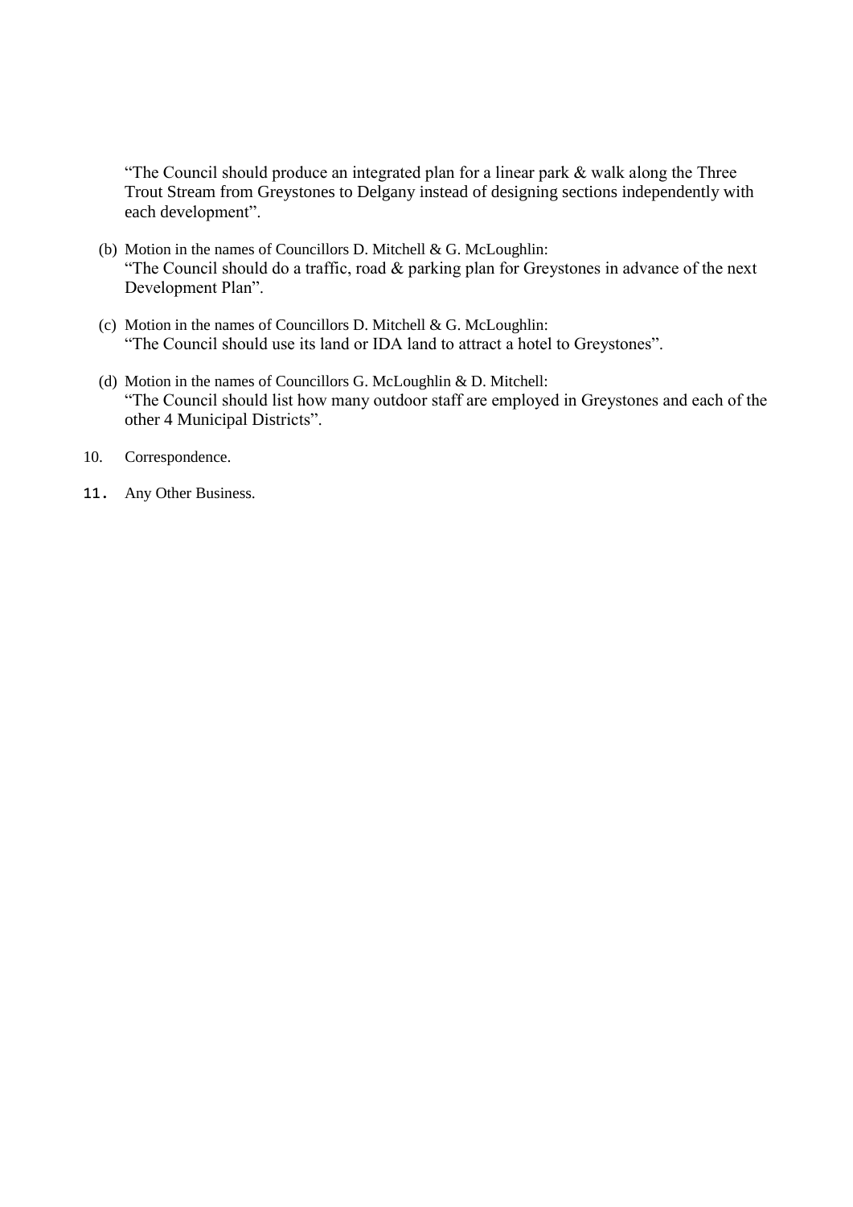"The Council should produce an integrated plan for a linear park & walk along the Three Trout Stream from Greystones to Delgany instead of designing sections independently with each development".

(b) Motion in the names of Councillors D. Mitchell & G. McLoughlin:
"The Council should do a traffic, road & parking plan for Greystones in advance of the next Development Plan".

(c) Motion in the names of Councillors D. Mitchell & G. McLoughlin:
"The Council should use its land or IDA land to attract a hotel to Greystones".

(d) Motion in the names of Councillors G. McLoughlin & D. Mitchell:
"The Council should list how many outdoor staff are employed in Greystones and each of the other 4 Municipal Districts".

10. Correspondence.

11. Any Other Business.